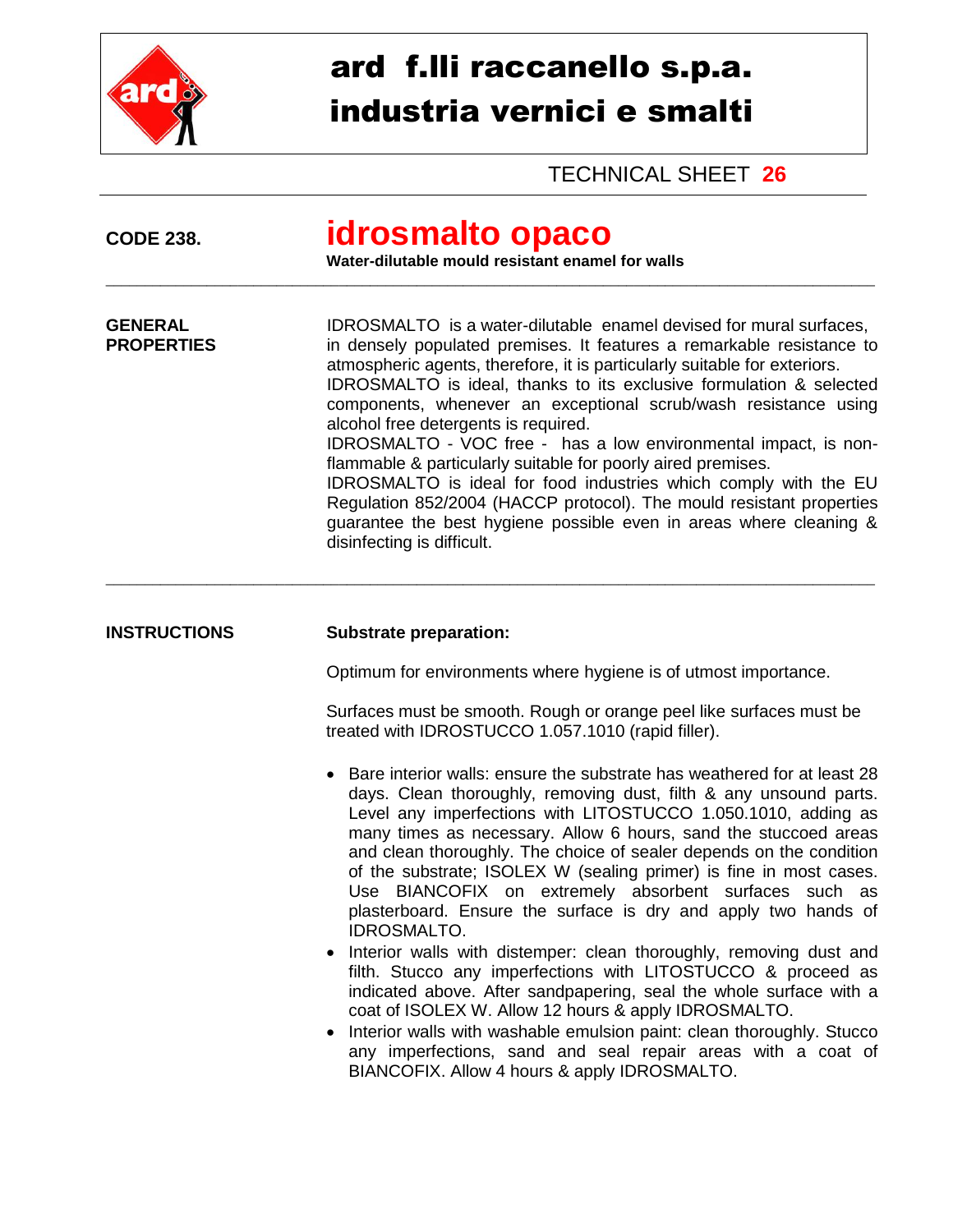# ard f.lli raccanello s.p.a.
# industria vernici e smalti

TECHNICAL SHEET **26**

**CODE 238.**

## idrosmalto opaco

**Water-dilutable mould resistant enamel for walls**

---

**GENERAL PROPERTIES**

IDROSMALTO is a water-dilutable enamel devised for mural surfaces, in densely populated premises. It features a remarkable resistance to atmospheric agents, therefore, it is particularly suitable for exteriors.
IDROSMALTO is ideal, thanks to its exclusive formulation & selected components, whenever an exceptional scrub/wash resistance using alcohol free detergents is required.
IDROSMALTO - VOC free - has a low environmental impact, is non-flammable & particularly suitable for poorly aired premises.
IDROSMALTO is ideal for food industries which comply with the EU Regulation 852/2004 (HACCP protocol). The mould resistant properties guarantee the best hygiene possible even in areas where cleaning & disinfecting is difficult.

---

**INSTRUCTIONS**

**Substrate preparation:**

Optimum for environments where hygiene is of utmost importance.

Surfaces must be smooth. Rough or orange peel like surfaces must be treated with IDROSTUCCO 1.057.1010 (rapid filler).

- Bare interior walls: ensure the substrate has weathered for at least 28 days. Clean thoroughly, removing dust, filth & any unsound parts. Level any imperfections with LITOSTUCCO 1.050.1010, adding as many times as necessary. Allow 6 hours, sand the stuccoed areas and clean thoroughly. The choice of sealer depends on the condition of the substrate; ISOLEX W (sealing primer) is fine in most cases. Use BIANCOFIX on extremely absorbent surfaces such as plasterboard. Ensure the surface is dry and apply two hands of IDROSMALTO.
- Interior walls with distemper: clean thoroughly, removing dust and filth. Stucco any imperfections with LITOSTUCCO & proceed as indicated above. After sandpapering, seal the whole surface with a coat of ISOLEX W. Allow 12 hours & apply IDROSMALTO.
- Interior walls with washable emulsion paint: clean thoroughly. Stucco any imperfections, sand and seal repair areas with a coat of BIANCOFIX. Allow 4 hours & apply IDROSMALTO.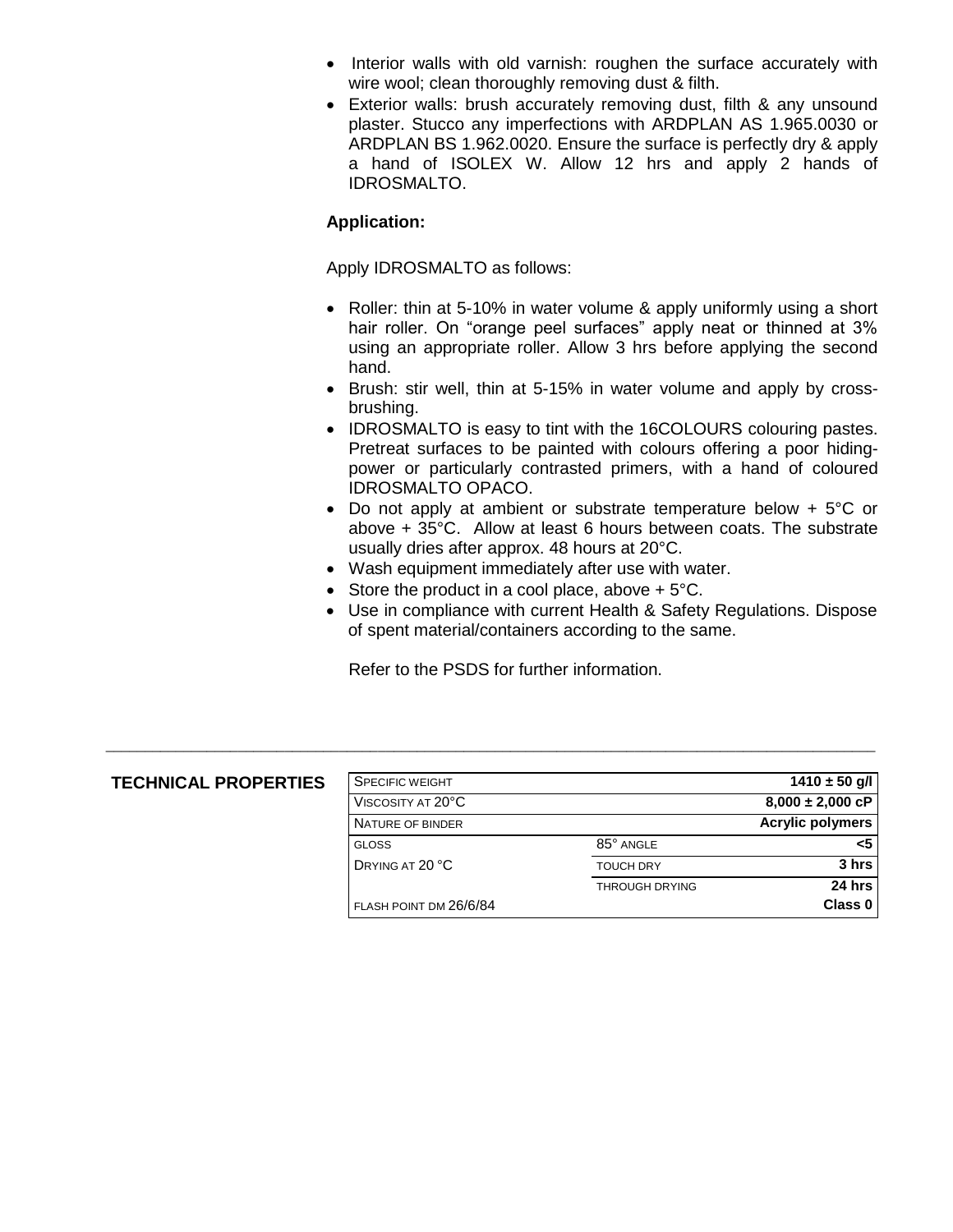- Interior walls with old varnish: roughen the surface accurately with wire wool; clean thoroughly removing dust & filth.
- Exterior walls: brush accurately removing dust, filth & any unsound plaster. Stucco any imperfections with ARDPLAN AS 1.965.0030 or ARDPLAN BS 1.962.0020. Ensure the surface is perfectly dry & apply a hand of ISOLEX W. Allow 12 hrs and apply 2 hands of IDROSMALTO.

**Application:**

Apply IDROSMALTO as follows:

- Roller: thin at 5-10% in water volume & apply uniformly using a short hair roller. On "orange peel surfaces" apply neat or thinned at 3% using an appropriate roller. Allow 3 hrs before applying the second hand.
- Brush: stir well, thin at 5-15% in water volume and apply by cross-brushing.
- IDROSMALTO is easy to tint with the 16COLOURS colouring pastes. Pretreat surfaces to be painted with colours offering a poor hiding-power or particularly contrasted primers, with a hand of coloured IDROSMALTO OPACO.
- Do not apply at ambient or substrate temperature below + 5°C or above + 35°C. Allow at least 6 hours between coats. The substrate usually dries after approx. 48 hours at 20°C.
- Wash equipment immediately after use with water.
- Store the product in a cool place, above + 5°C.
- Use in compliance with current Health & Safety Regulations. Dispose of spent material/containers according to the same.

Refer to the PSDS for further information.

---

**TECHNICAL PROPERTIES**

| Property | | Value |
|---|---|---|
| Specific weight | | **1410 ± 50 g/l** |
| Viscosity at 20°C | | **8,000 ± 2,000 cP** |
| Nature of binder | | **Acrylic polymers** |
| Gloss | 85° angle | **<5** |
| Drying at 20 °C | Touch dry | **3 hrs** |
| | Through drying | **24 hrs** |
| Flash point DM 26/6/84 | | **Class 0** |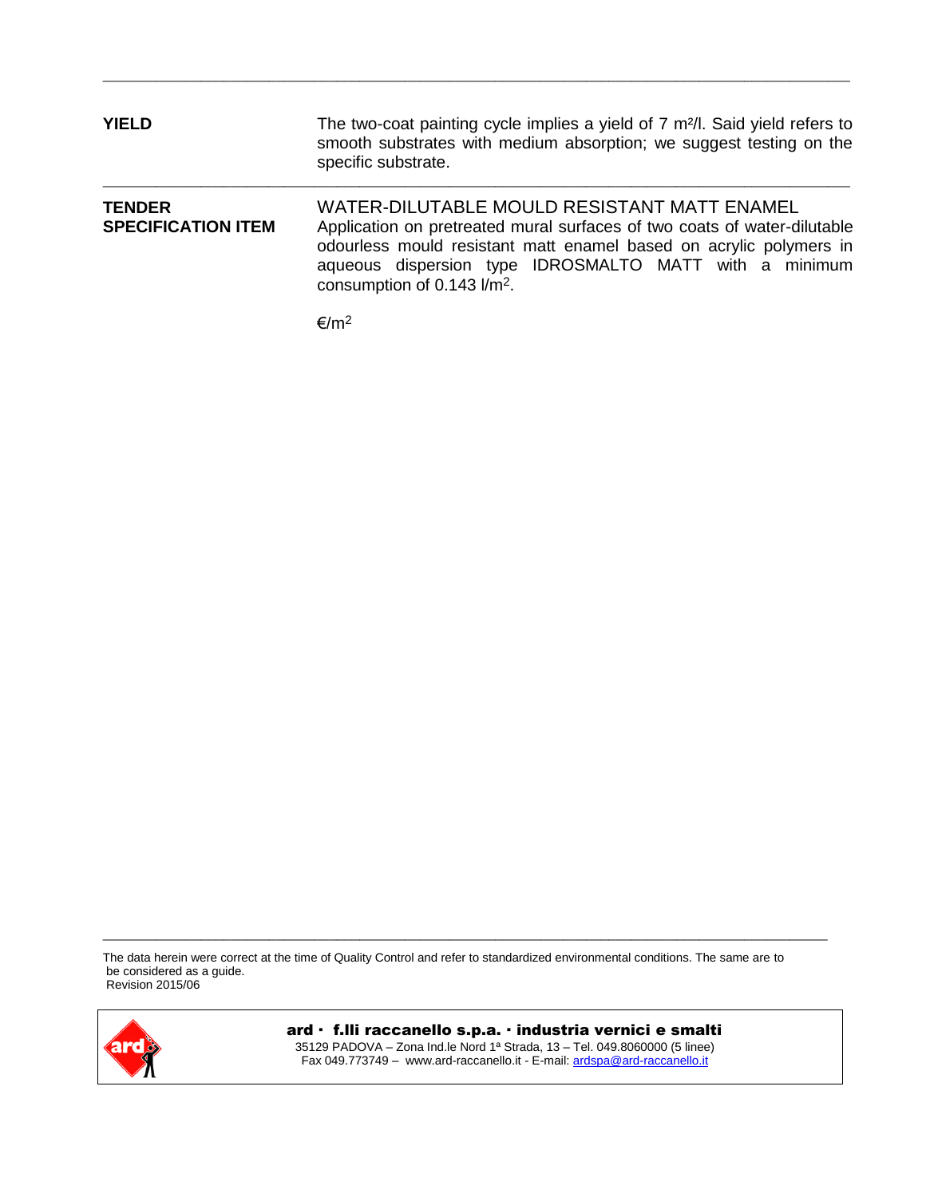**YIELD**

The two-coat painting cycle implies a yield of 7 $m^2$/l. Said yield refers to smooth substrates with medium absorption; we suggest testing on the specific substrate.

**TENDER SPECIFICATION ITEM**

WATER-DILUTABLE MOULD RESISTANT MATT ENAMEL

Application on pretreated mural surfaces of two coats of water-dilutable odourless mould resistant matt enamel based on acrylic polymers in aqueous dispersion type IDROSMALTO MATT with a minimum consumption of 0.143 l/$m^2$.

€/$m^2$

The data herein were correct at the time of Quality Control and refer to standardized environmental conditions. The same are to be considered as a guide.
Revision 2015/06

**ard · f.lli raccanello s.p.a. · industria vernici e smalti**
35129 PADOVA – Zona Ind.le Nord 1ª Strada, 13 – Tel. 049.8060000 (5 linee)
Fax 049.773749 – www.ard-raccanello.it - E-mail: ardspa@ard-raccanello.it